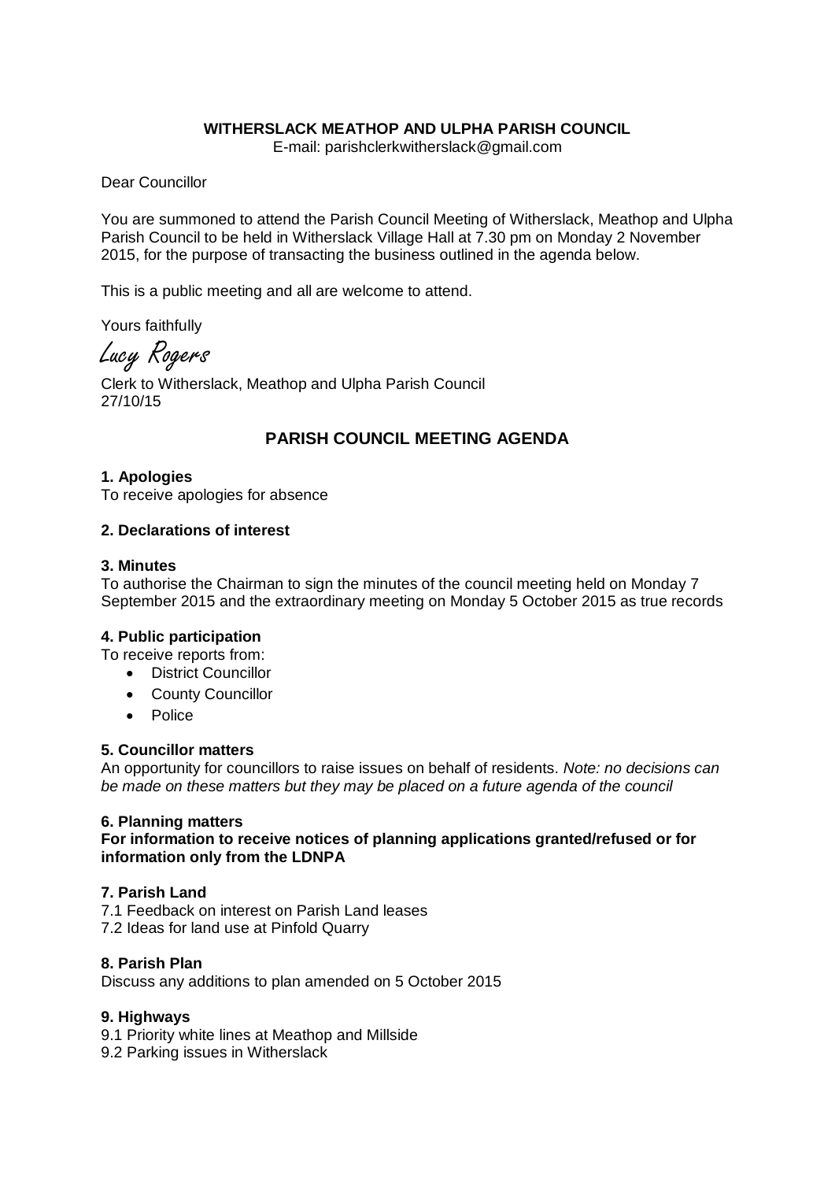**WITHERSLACK MEATHOP AND ULPHA PARISH COUNCIL**
E-mail: parishclerkwitherslack@gmail.com

Dear Councillor

You are summoned to attend the Parish Council Meeting of Witherslack, Meathop and Ulpha Parish Council to be held in Witherslack Village Hall at 7.30 pm on Monday 2 November 2015, for the purpose of transacting the business outlined in the agenda below.

This is a public meeting and all are welcome to attend.

Yours faithfully

Lucy Rogers

Clerk to Witherslack, Meathop and Ulpha Parish Council
27/10/15

## PARISH COUNCIL MEETING AGENDA

**1. Apologies**
To receive apologies for absence

**2. Declarations of interest**

**3. Minutes**
To authorise the Chairman to sign the minutes of the council meeting held on Monday 7 September 2015 and the extraordinary meeting on Monday 5 October 2015 as true records

**4. Public participation**
To receive reports from:

- District Councillor
- County Councillor
- Police

**5. Councillor matters**
An opportunity for councillors to raise issues on behalf of residents. *Note: no decisions can be made on these matters but they may be placed on a future agenda of the council*

**6. Planning matters**
**For information to receive notices of planning applications granted/refused or for information only from the LDNPA**

**7. Parish Land**
7.1 Feedback on interest on Parish Land leases
7.2 Ideas for land use at Pinfold Quarry

**8. Parish Plan**
Discuss any additions to plan amended on 5 October 2015

**9. Highways**
9.1 Priority white lines at Meathop and Millside
9.2 Parking issues in Witherslack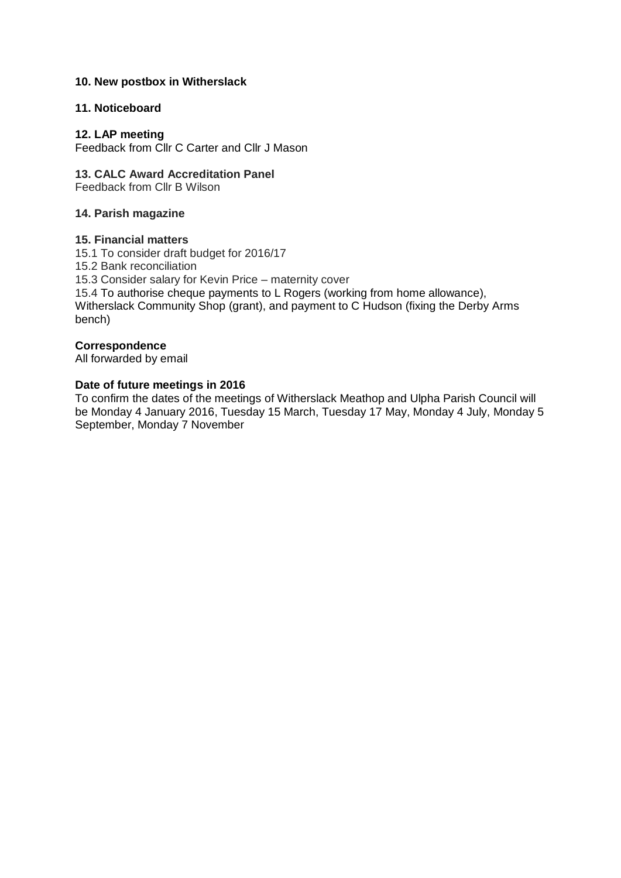**10. New postbox in Witherslack**

**11. Noticeboard**

**12. LAP meeting**
Feedback from Cllr C Carter and Cllr J Mason

**13. CALC Award Accreditation Panel**
Feedback from Cllr B Wilson

**14. Parish magazine**

**15. Financial matters**
15.1 To consider draft budget for 2016/17
15.2 Bank reconciliation
15.3 Consider salary for Kevin Price – maternity cover
15.4 To authorise cheque payments to L Rogers (working from home allowance), Witherslack Community Shop (grant), and payment to C Hudson (fixing the Derby Arms bench)

**Correspondence**
All forwarded by email

**Date of future meetings in 2016**
To confirm the dates of the meetings of Witherslack Meathop and Ulpha Parish Council will be Monday 4 January 2016, Tuesday 15 March, Tuesday 17 May, Monday 4 July, Monday 5 September, Monday 7 November